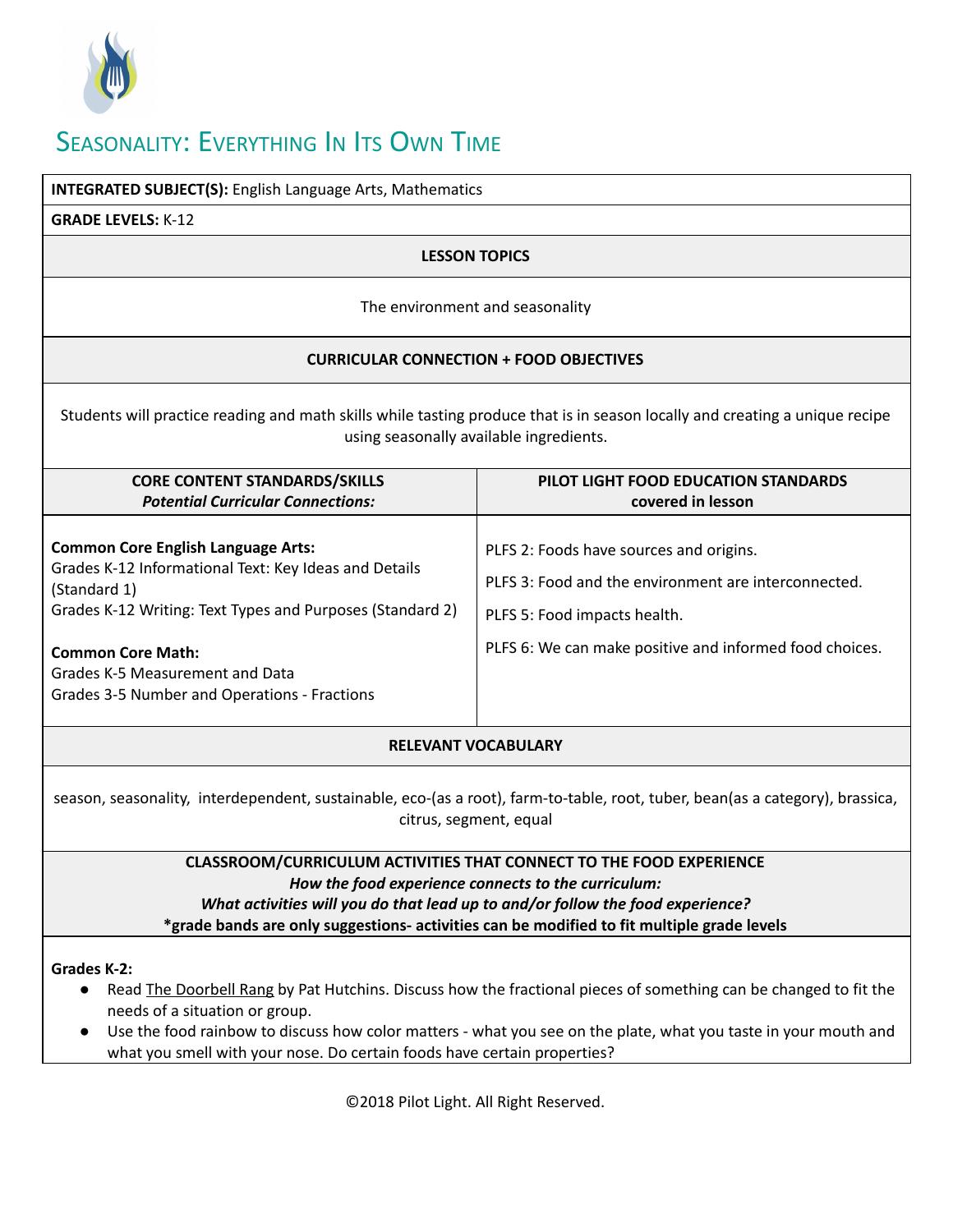# Seasonality: Everything In Its Own Time

**INTEGRATED SUBJECT(S):** English Language Arts, Mathematics

**GRADE LEVELS:** K-12

## LESSON TOPICS

The environment and seasonality

## CURRICULAR CONNECTION + FOOD OBJECTIVES

Students will practice reading and math skills while tasting produce that is in season locally and creating a unique recipe using seasonally available ingredients.

| CORE CONTENT STANDARDS/SKILLS *Potential Curricular Connections:* | PILOT LIGHT FOOD EDUCATION STANDARDS covered in lesson |
|---|---|
| **Common Core English Language Arts:** Grades K-12 Informational Text: Key Ideas and Details (Standard 1) Grades K-12 Writing: Text Types and Purposes (Standard 2) **Common Core Math:** Grades K-5 Measurement and Data Grades 3-5 Number and Operations - Fractions | PLFS 2: Foods have sources and origins. PLFS 3: Food and the environment are interconnected. PLFS 5: Food impacts health. PLFS 6: We can make positive and informed food choices. |

## RELEVANT VOCABULARY

season, seasonality, interdependent, sustainable, eco-(as a root), farm-to-table, root, tuber, bean(as a category), brassica, citrus, segment, equal

## CLASSROOM/CURRICULUM ACTIVITIES THAT CONNECT TO THE FOOD EXPERIENCE

***How the food experience connects to the curriculum:***
***What activities will you do that lead up to and/or follow the food experience?***
**\*grade bands are only suggestions- activities can be modified to fit multiple grade levels**

**Grades K-2:**

- Read The Doorbell Rang by Pat Hutchins. Discuss how the fractional pieces of something can be changed to fit the needs of a situation or group.
- Use the food rainbow to discuss how color matters - what you see on the plate, what you taste in your mouth and what you smell with your nose. Do certain foods have certain properties?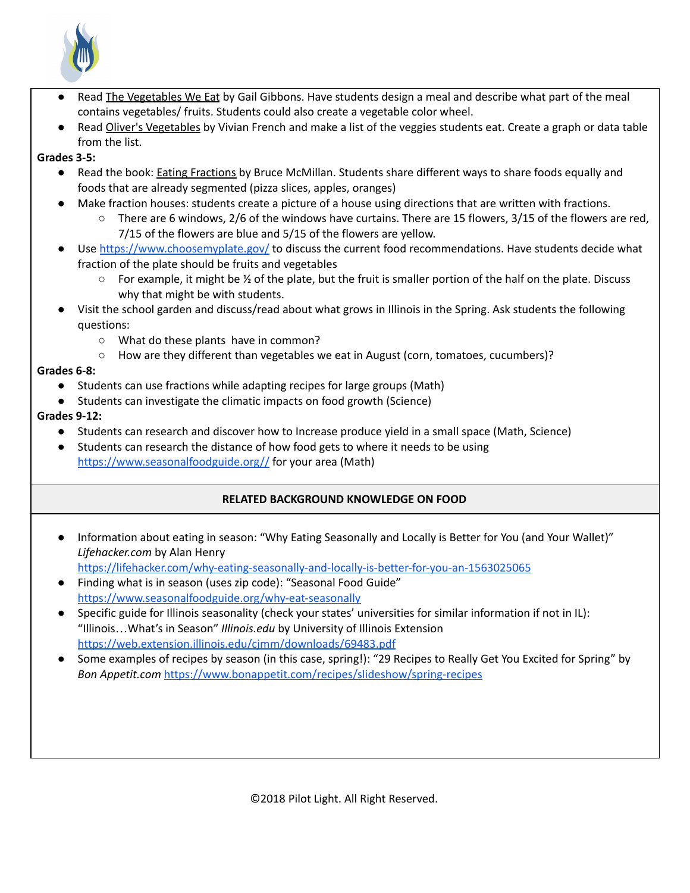- Read The Vegetables We Eat by Gail Gibbons. Have students design a meal and describe what part of the meal contains vegetables/ fruits. Students could also create a vegetable color wheel.
- Read Oliver's Vegetables by Vivian French and make a list of the veggies students eat. Create a graph or data table from the list.

**Grades 3-5:**

- Read the book: Eating Fractions by Bruce McMillan. Students share different ways to share foods equally and foods that are already segmented (pizza slices, apples, oranges)
- Make fraction houses: students create a picture of a house using directions that are written with fractions.
    - There are 6 windows, 2/6 of the windows have curtains. There are 15 flowers, 3/15 of the flowers are red, 7/15 of the flowers are blue and 5/15 of the flowers are yellow.
- Use https://www.choosemyplate.gov/ to discuss the current food recommendations. Have students decide what fraction of the plate should be fruits and vegetables
    - For example, it might be ½ of the plate, but the fruit is smaller portion of the half on the plate. Discuss why that might be with students.
- Visit the school garden and discuss/read about what grows in Illinois in the Spring. Ask students the following questions:
    - What do these plants have in common?
    - How are they different than vegetables we eat in August (corn, tomatoes, cucumbers)?

**Grades 6-8:**

- Students can use fractions while adapting recipes for large groups (Math)
- Students can investigate the climatic impacts on food growth (Science)

**Grades 9-12:**

- Students can research and discover how to Increase produce yield in a small space (Math, Science)
- Students can research the distance of how food gets to where it needs to be using https://www.seasonalfoodguide.org// for your area (Math)

**RELATED BACKGROUND KNOWLEDGE ON FOOD**

- Information about eating in season: "Why Eating Seasonally and Locally is Better for You (and Your Wallet)" *Lifehacker.com* by Alan Henry https://lifehacker.com/why-eating-seasonally-and-locally-is-better-for-you-an-1563025065
- Finding what is in season (uses zip code): "Seasonal Food Guide" https://www.seasonalfoodguide.org/why-eat-seasonally
- Specific guide for Illinois seasonality (check your states' universities for similar information if not in IL): "Illinois…What's in Season" *Illinois.edu* by University of Illinois Extension https://web.extension.illinois.edu/cjmm/downloads/69483.pdf
- Some examples of recipes by season (in this case, spring!): "29 Recipes to Really Get You Excited for Spring" by *Bon Appetit.com* https://www.bonappetit.com/recipes/slideshow/spring-recipes

©2018 Pilot Light. All Right Reserved.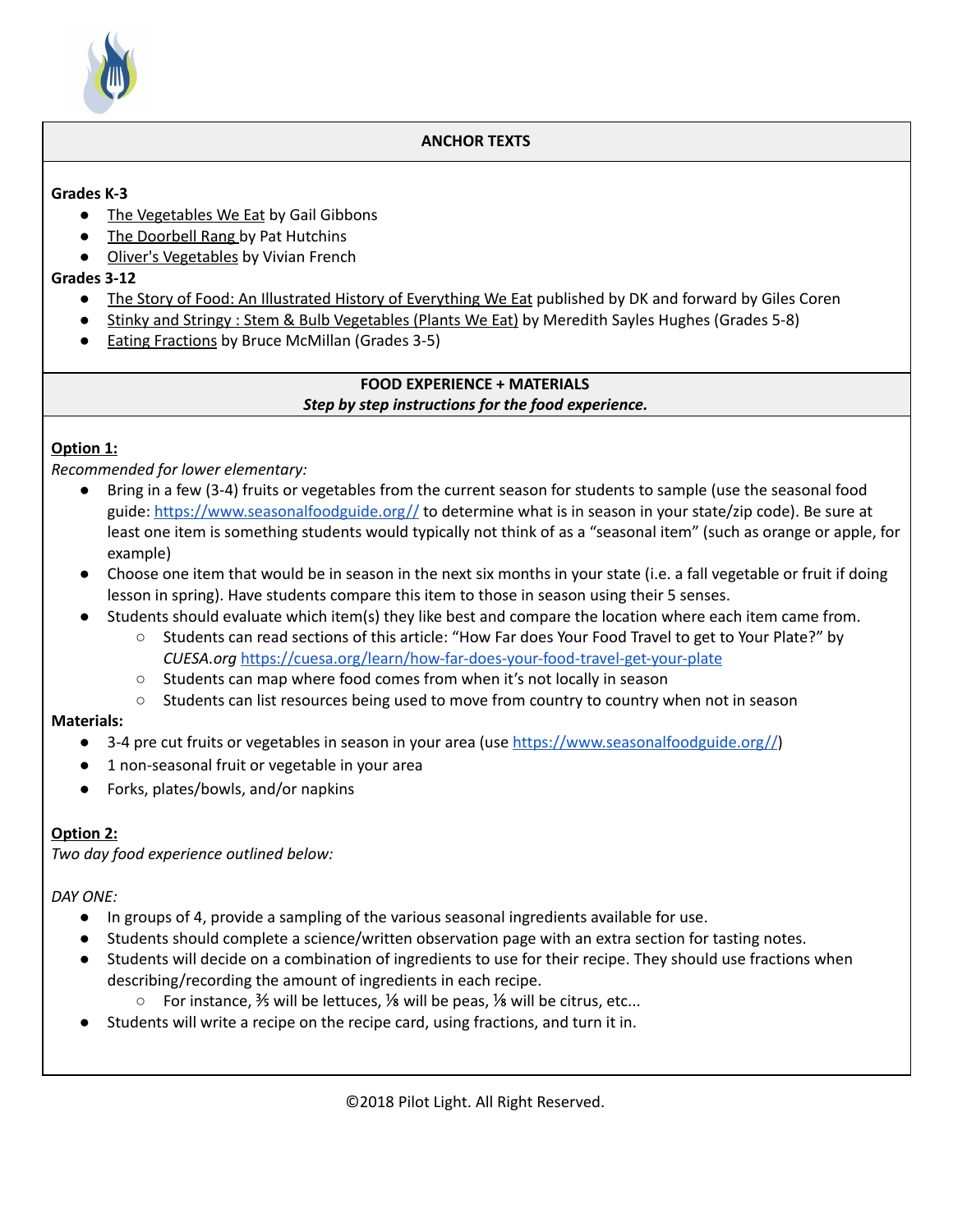## ANCHOR TEXTS

**Grades K-3**

- The Vegetables We Eat by Gail Gibbons
- The Doorbell Rang by Pat Hutchins
- Oliver's Vegetables by Vivian French

**Grades 3-12**

- The Story of Food: An Illustrated History of Everything We Eat published by DK and forward by Giles Coren
- Stinky and Stringy : Stem & Bulb Vegetables (Plants We Eat) by Meredith Sayles Hughes (Grades 5-8)
- Eating Fractions by Bruce McMillan (Grades 3-5)

## FOOD EXPERIENCE + MATERIALS

***Step by step instructions for the food experience.***

**Option 1:**

*Recommended for lower elementary:*

- Bring in a few (3-4) fruits or vegetables from the current season for students to sample (use the seasonal food guide: https://www.seasonalfoodguide.org// to determine what is in season in your state/zip code). Be sure at least one item is something students would typically not think of as a "seasonal item" (such as orange or apple, for example)
- Choose one item that would be in season in the next six months in your state (i.e. a fall vegetable or fruit if doing lesson in spring). Have students compare this item to those in season using their 5 senses.
- Students should evaluate which item(s) they like best and compare the location where each item came from.
    - Students can read sections of this article: "How Far does Your Food Travel to get to Your Plate?" by *CUESA.org* https://cuesa.org/learn/how-far-does-your-food-travel-get-your-plate
    - Students can map where food comes from when it's not locally in season
    - Students can list resources being used to move from country to country when not in season

**Materials:**

- 3-4 pre cut fruits or vegetables in season in your area (use https://www.seasonalfoodguide.org//)
- 1 non-seasonal fruit or vegetable in your area
- Forks, plates/bowls, and/or napkins

**Option 2:**

*Two day food experience outlined below:*

*DAY ONE:*

- In groups of 4, provide a sampling of the various seasonal ingredients available for use.
- Students should complete a science/written observation page with an extra section for tasting notes.
- Students will decide on a combination of ingredients to use for their recipe. They should use fractions when describing/recording the amount of ingredients in each recipe.
    - For instance, $\frac{3}{5}$ will be lettuces, $\frac{1}{8}$ will be peas, $\frac{1}{8}$ will be citrus, etc...
- Students will write a recipe on the recipe card, using fractions, and turn it in.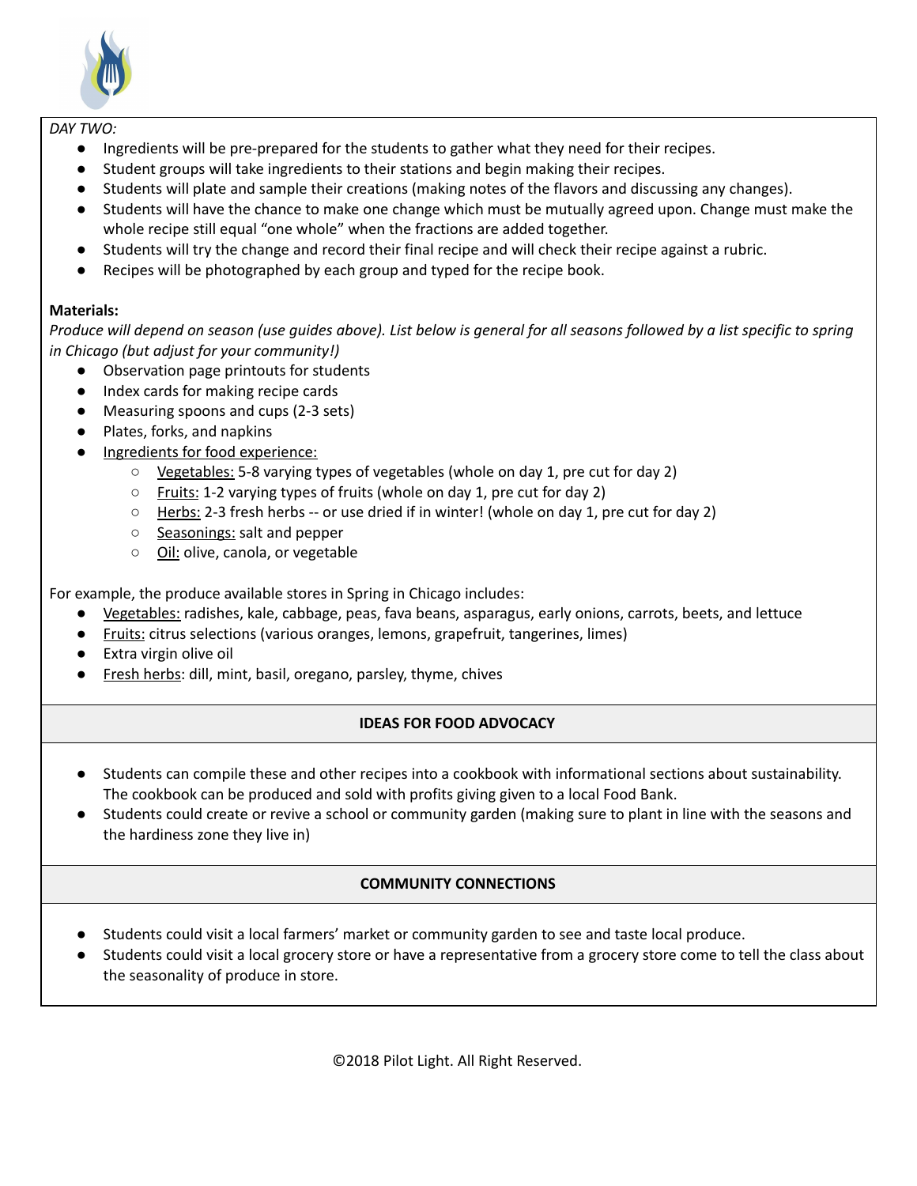*DAY TWO:*

- Ingredients will be pre-prepared for the students to gather what they need for their recipes.
- Student groups will take ingredients to their stations and begin making their recipes.
- Students will plate and sample their creations (making notes of the flavors and discussing any changes).
- Students will have the chance to make one change which must be mutually agreed upon. Change must make the whole recipe still equal "one whole" when the fractions are added together.
- Students will try the change and record their final recipe and will check their recipe against a rubric.
- Recipes will be photographed by each group and typed for the recipe book.

**Materials:**

*Produce will depend on season (use guides above). List below is general for all seasons followed by a list specific to spring in Chicago (but adjust for your community!)*

- Observation page printouts for students
- Index cards for making recipe cards
- Measuring spoons and cups (2-3 sets)
- Plates, forks, and napkins
- Ingredients for food experience:
  - Vegetables: 5-8 varying types of vegetables (whole on day 1, pre cut for day 2)
  - Fruits: 1-2 varying types of fruits (whole on day 1, pre cut for day 2)
  - Herbs: 2-3 fresh herbs -- or use dried if in winter! (whole on day 1, pre cut for day 2)
  - Seasonings: salt and pepper
  - Oil: olive, canola, or vegetable

For example, the produce available stores in Spring in Chicago includes:

- Vegetables: radishes, kale, cabbage, peas, fava beans, asparagus, early onions, carrots, beets, and lettuce
- Fruits: citrus selections (various oranges, lemons, grapefruit, tangerines, limes)
- Extra virgin olive oil
- Fresh herbs: dill, mint, basil, oregano, parsley, thyme, chives

## IDEAS FOR FOOD ADVOCACY

- Students can compile these and other recipes into a cookbook with informational sections about sustainability. The cookbook can be produced and sold with profits giving given to a local Food Bank.
- Students could create or revive a school or community garden (making sure to plant in line with the seasons and the hardiness zone they live in)

## COMMUNITY CONNECTIONS

- Students could visit a local farmers' market or community garden to see and taste local produce.
- Students could visit a local grocery store or have a representative from a grocery store come to tell the class about the seasonality of produce in store.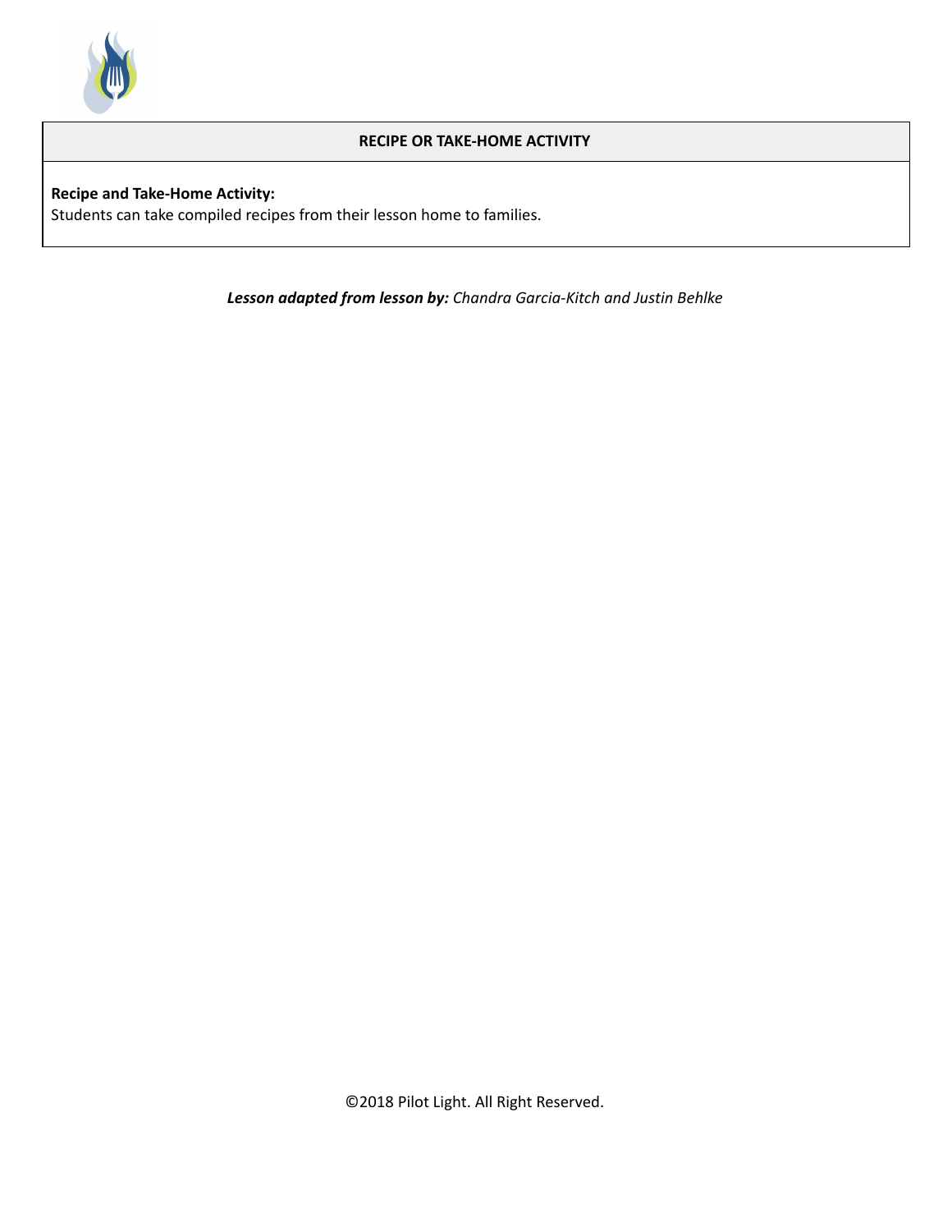| RECIPE OR TAKE-HOME ACTIVITY |
|---|
| **Recipe and Take-Home Activity:**<br>Students can take compiled recipes from their lesson home to families. |

***Lesson adapted from lesson by:*** *Chandra Garcia-Kitch and Justin Behlke*

©2018 Pilot Light. All Right Reserved.